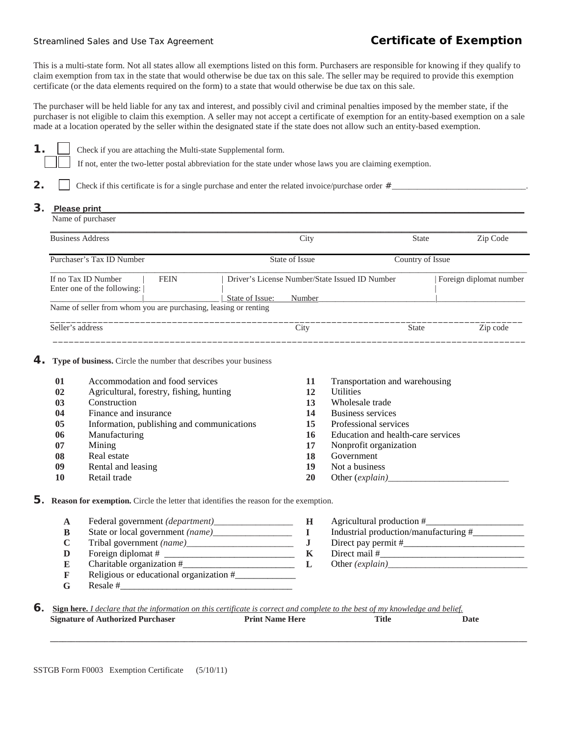Streamlined Sales and Use Tax Agreement

# Certificate of Exemption

This is a multi-state form. Not all states allow all exemptions listed on this form. Purchasers are responsible for knowing if they qualify to claim exemption from tax in the state that would otherwise be due tax on this sale. The seller may be required to provide this exemption certificate (or the data elements required on the form) to a state that would otherwise be due tax on this sale.

The purchaser will be held liable for any tax and interest, and possibly civil and criminal penalties imposed by the member state, if the purchaser is not eligible to claim this exemption. A seller may not accept a certificate of exemption for an entity-based exemption on a sale made at a location operated by the seller within the designated state if the state does not allow such an entity-based exemption.

**1.** ☐ Check if you are attaching the Multi-state Supplemental form.
☐☐ If not, enter the two-letter postal abbreviation for the state under whose laws you are claiming exemption.

**2.** ☐ Check if this certificate is for a single purchase and enter the related invoice/purchase order #_______________________________.

**3.** **Please print**_______________________________________________________________
Name of purchaser

_______________________________________________________________
Business Address | City | State | Zip Code

_______________________________________________________________
Purchaser's Tax ID Number | State of Issue | Country of Issue

| If no Tax ID Number Enter one of the following: | FEIN | Driver's License Number/State Issued ID Number | Foreign diplomat number |
|---|---|---|---|
| | | State of Issue: Number | |

Name of seller from whom you are purchasing, leasing or renting

_______________________________________________________________
Seller's address | City | State | Zip code

_______________________________________________________________

**4.** **Type of business.** Circle the number that describes your business

**01** Accommodation and food services
**02** Agricultural, forestry, fishing, hunting
**03** Construction
**04** Finance and insurance
**05** Information, publishing and communications
**06** Manufacturing
**07** Mining
**08** Real estate
**09** Rental and leasing
**10** Retail trade
**11** Transportation and warehousing
**12** Utilities
**13** Wholesale trade
**14** Business services
**15** Professional services
**16** Education and health-care services
**17** Nonprofit organization
**18** Government
**19** Not a business
**20** Other *(explain)*__________________________

**5.** **Reason for exemption.** Circle the letter that identifies the reason for the exemption.

**A** Federal government *(department)*_________________
**B** State or local government *(name)*_________________
**C** Tribal government *(name)*_______________________
**D** Foreign diplomat # ___________________________
**E** Charitable organization #_______________________
**F** Religious or educational organization #_____________
**G** Resale #____________________________________
**H** Agricultural production #_____________________
**I** Industrial production/manufacturing #___________
**J** Direct pay permit #__________________________
**K** Direct mail #______________________________
**L** Other *(explain)*_____________________________

**6.** **Sign here.** *I declare that the information on this certificate is correct and complete to the best of my knowledge and belief.*

**Signature of Authorized Purchaser** | **Print Name Here** | **Title** | **Date**

_______________________________________________________________

SSTGB Form F0003 Exemption Certificate (5/10/11)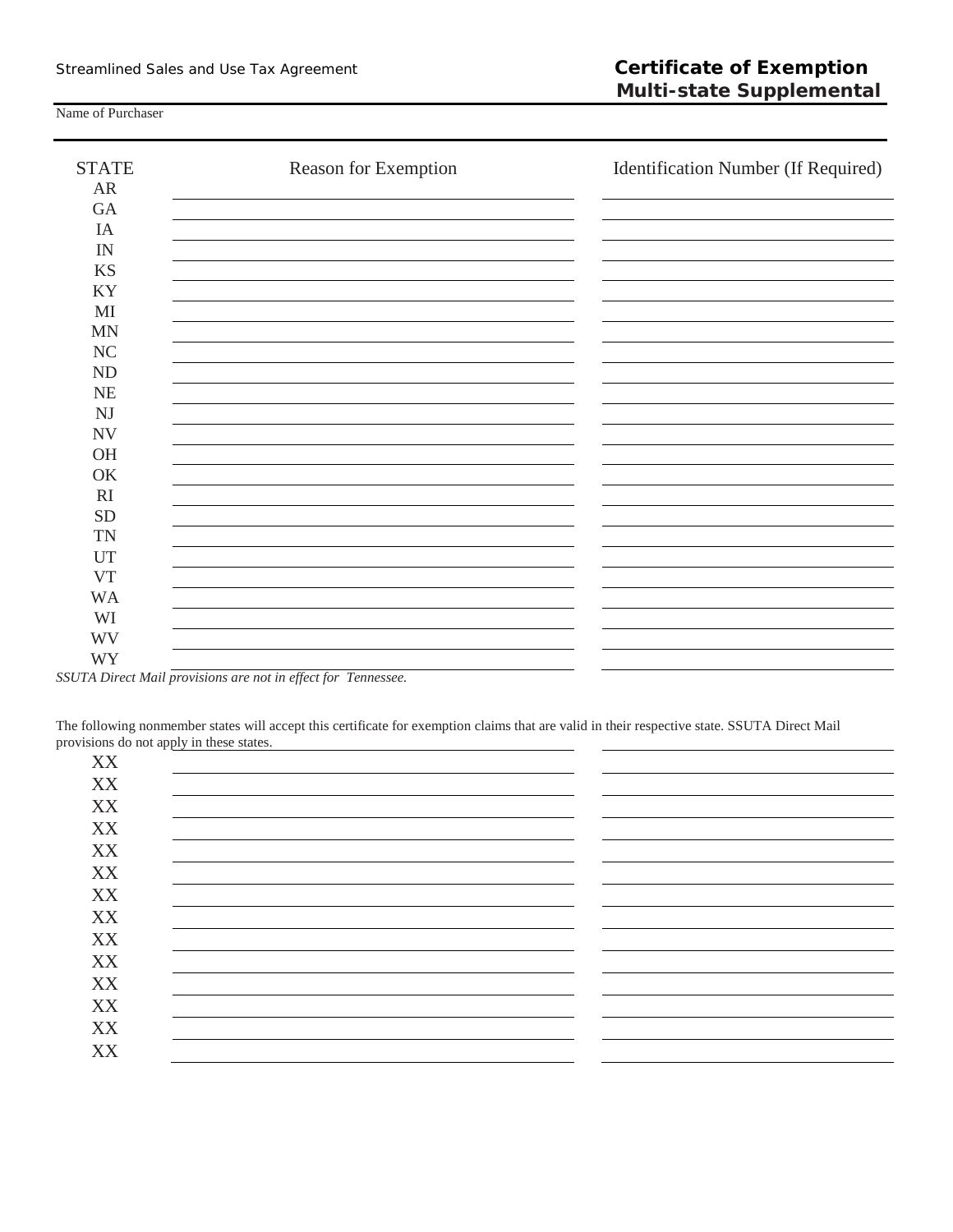Streamlined Sales and Use Tax Agreement

# Certificate of Exemption
## Multi-state Supplemental

Name of Purchaser

| STATE | Reason for Exemption | Identification Number (If Required) |
|---|---|---|
| AR | | |
| GA | | |
| IA | | |
| IN | | |
| KS | | |
| KY | | |
| MI | | |
| MN | | |
| NC | | |
| ND | | |
| NE | | |
| NJ | | |
| NV | | |
| OH | | |
| OK | | |
| RI | | |
| SD | | |
| TN | | |
| UT | | |
| VT | | |
| WA | | |
| WI | | |
| WV | | |
| WY | | |

*SSUTA Direct Mail provisions are not in effect for Tennessee.*

The following nonmember states will accept this certificate for exemption claims that are valid in their respective state. SSUTA Direct Mail provisions do not apply in these states.

| STATE | Reason for Exemption | Identification Number (If Required) |
|---|---|---|
| XX | | |
| XX | | |
| XX | | |
| XX | | |
| XX | | |
| XX | | |
| XX | | |
| XX | | |
| XX | | |
| XX | | |
| XX | | |
| XX | | |
| XX | | |
| XX | | |